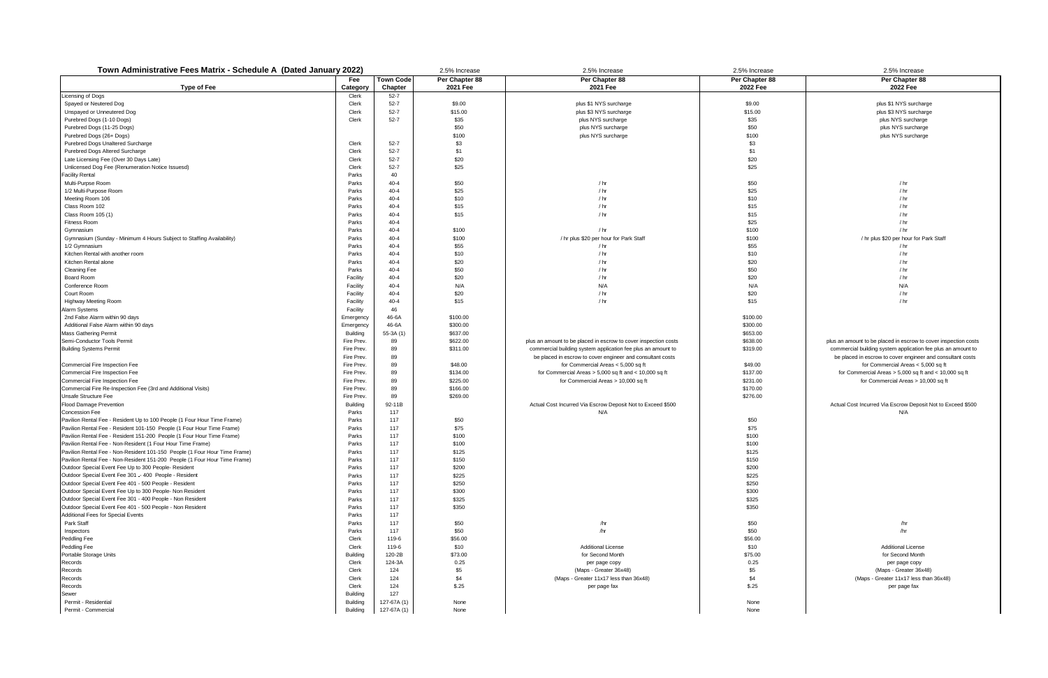**Town Administrative Fees Matrix - Schedule A (Dated January 2022)**

| Type of Fee | Fee Category | Town Code Chapter | Per Chapter 88 2021 Fee (2.5% Increase) | Per Chapter 88 2021 Fee (2.5% Increase) | Per Chapter 88 2022 Fee (2.5% Increase) | Per Chapter 88 2022 Fee (2.5% Increase) |
|---|---|---|---|---|---|---|
| Licensing of Dogs | Clerk | 52-7 | | | | |
| Spayed or Neutered Dog | Clerk | 52-7 | $9.00 | plus $1 NYS surcharge | $9.00 | plus $1 NYS surcharge |
| Unspayed or Unneutered Dog | Clerk | 52-7 | $15.00 | plus $3 NYS surcharge | $15.00 | plus $3 NYS surcharge |
| Purebred Dogs (1-10 Dogs) | Clerk | 52-7 | $35 | plus NYS surcharge | $35 | plus NYS surcharge |
| Purebred Dogs (11-25 Dogs) | | | $50 | plus NYS surcharge | $50 | plus NYS surcharge |
| Purebred Dogs (26+ Dogs) | | | $100 | plus NYS surcharge | $100 | plus NYS surcharge |
| Purebred Dogs Unaltered Surcharge | Clerk | 52-7 | $3 | | $3 | |
| Purebred Dogs Altered Surcharge | Clerk | 52-7 | $1 | | $1 | |
| Late Licensing Fee (Over 30 Days Late) | Clerk | 52-7 | $20 | | $20 | |
| Unlicensed Dog Fee (Renumeration Notice Issuesd) | Clerk | 52-7 | $25 | | $25 | |
| Facility Rental | Parks | 40 | | | | |
| Multi-Purpse Room | Parks | 40-4 | $50 | / hr | $50 | / hr |
| 1/2 Multi-Purpose Room | Parks | 40-4 | $25 | / hr | $25 | / hr |
| Meeting Room 106 | Parks | 40-4 | $10 | / hr | $10 | / hr |
| Class Room 102 | Parks | 40-4 | $15 | / hr | $15 | / hr |
| Class Room 105 (1) | Parks | 40-4 | $15 | / hr | $15 | / hr |
| Fitness Room | Parks | 40-4 | | | $25 | / hr |
| Gymnasium | Parks | 40-4 | $100 | / hr | $100 | / hr |
| Gymnasium (Sunday - Minimum 4 Hours Subject to Staffing Availability) | Parks | 40-4 | $100 | / hr plus $20 per hour for Park Staff | $100 | / hr plus $20 per hour for Park Staff |
| 1/2 Gymnasium | Parks | 40-4 | $55 | / hr | $55 | / hr |
| Kitchen Rental with another room | Parks | 40-4 | $10 | / hr | $10 | / hr |
| Kitchen Rental alone | Parks | 40-4 | $20 | / hr | $20 | / hr |
| Cleaning Fee | Parks | 40-4 | $50 | / hr | $50 | / hr |
| Board Room | Facility | 40-4 | $20 | / hr | $20 | / hr |
| Conference Room | Facility | 40-4 | N/A | N/A | N/A | N/A |
| Court Room | Facility | 40-4 | $20 | / hr | $20 | / hr |
| Highway Meeting Room | Facility | 40-4 | $15 | / hr | $15 | / hr |
| Alarm Systems | Facility | 46 | | | | |
| 2nd False Alarm within 90 days | Emergency | 46-6A | $100.00 | | $100.00 | |
| Additional False Alarm within 90 days | Emergency | 46-6A | $300.00 | | $300.00 | |
| Mass Gathering Permit | Building | 55-3A (1) | $637.00 | | $653.00 | |
| Semi-Conductor Tools Permit | Fire Prev. | 89 | $622.00 | plus an amount to be placed in escrow to cover inspection costs | $638.00 | plus an amount to be placed in escrow to cover inspection costs |
| Building Systems Permit | Fire Prev. | 89 | $311.00 | commercial building system application fee plus an amount to | $319.00 | commercial building system application fee plus an amount to |
| | Fire Prev. | 89 | | be placed in escrow to cover engineer and consultant costs | | be placed in escrow to cover engineer and consultant costs |
| Commercial Fire Inspection Fee | Fire Prev. | 89 | $48.00 | for Commercial Areas < 5,000 sq ft | $49.00 | for Commercial Areas < 5,000 sq ft |
| Commercial Fire Inspection Fee | Fire Prev. | 89 | $134.00 | for Commercial Areas > 5,000 sq ft and < 10,000 sq ft | $137.00 | for Commercial Areas > 5,000 sq ft and < 10,000 sq ft |
| Commercial Fire Inspection Fee | Fire Prev. | 89 | $225.00 | for Commercial Areas > 10,000 sq ft | $231.00 | for Commercial Areas > 10,000 sq ft |
| Commercial Fire Re-Inspection Fee (3rd and Additional Visits) | Fire Prev. | 89 | $166.00 | | $170.00 | |
| Unsafe Structure Fee | Fire Prev. | 89 | $269.00 | | $276.00 | |
| Flood Damage Prevention | Building | 92-11B | | Actual Cost Incurred Via Escrow Deposit Not to Exceed $500 | | Actual Cost Incurred Via Escrow Deposit Not to Exceed $500 |
| Concession Fee | Parks | 117 | | N/A | | N/A |
| Pavilion Rental Fee - Resident Up to 100 People (1 Four Hour Time Frame) | Parks | 117 | $50 | | $50 | |
| Pavilion Rental Fee - Resident 101-150 People (1 Four Hour Time Frame) | Parks | 117 | $75 | | $75 | |
| Pavilion Rental Fee - Resident 151-200 People (1 Four Hour Time Frame) | Parks | 117 | $100 | | $100 | |
| Pavilion Rental Fee - Non-Resident (1 Four Hour Time Frame) | Parks | 117 | $100 | | $100 | |
| Pavilion Rental Fee - Non-Resident 101-150 People (1 Four Hour Time Frame) | Parks | 117 | $125 | | $125 | |
| Pavilion Rental Fee - Non-Resident 151-200 People (1 Four Hour Time Frame) | Parks | 117 | $150 | | $150 | |
| Outdoor Special Event Fee Up to 300 People- Resident | Parks | 117 | $200 | | $200 | |
| Outdoor Special Event Fee 301 - 400 People - Resident | Parks | 117 | $225 | | $225 | |
| Outdoor Special Event Fee 401 - 500 People - Resident | Parks | 117 | $250 | | $250 | |
| Outdoor Special Event Fee Up to 300 People- Non Resident | Parks | 117 | $300 | | $300 | |
| Outdoor Special Event Fee 301 - 400 People - Non Resident | Parks | 117 | $325 | | $325 | |
| Outdoor Special Event Fee 401 - 500 People - Non Resident | Parks | 117 | $350 | | $350 | |
| Additional Fees for Special Events | Parks | 117 | | | | |
| Park Staff | Parks | 117 | $50 | /hr | $50 | /hr |
| Inspectors | Parks | 117 | $50 | /hr | $50 | /hr |
| Peddling Fee | Clerk | 119-6 | $56.00 | | $56.00 | |
| Peddling Fee | Clerk | 119-6 | $10 | Additional License | $10 | Additional License |
| Portable Storage Units | Building | 120-2B | $73.00 | for Second Month | $75.00 | for Second Month |
| Records | Clerk | 124-3A | 0.25 | per page copy | 0.25 | per page copy |
| Records | Clerk | 124 | $5 | (Maps - Greater 36x48) | $5 | (Maps - Greater 36x48) |
| Records | Clerk | 124 | $4 | (Maps - Greater 11x17 less than 36x48) | $4 | (Maps - Greater 11x17 less than 36x48) |
| Records | Clerk | 124 | $.25 | per page fax | $.25 | per page fax |
| Sewer | Building | 127 | | | | |
| Permit - Residential | Building | 127-67A (1) | None | | None | |
| Permit - Commercial | Building | 127-67A (1) | None | | None | |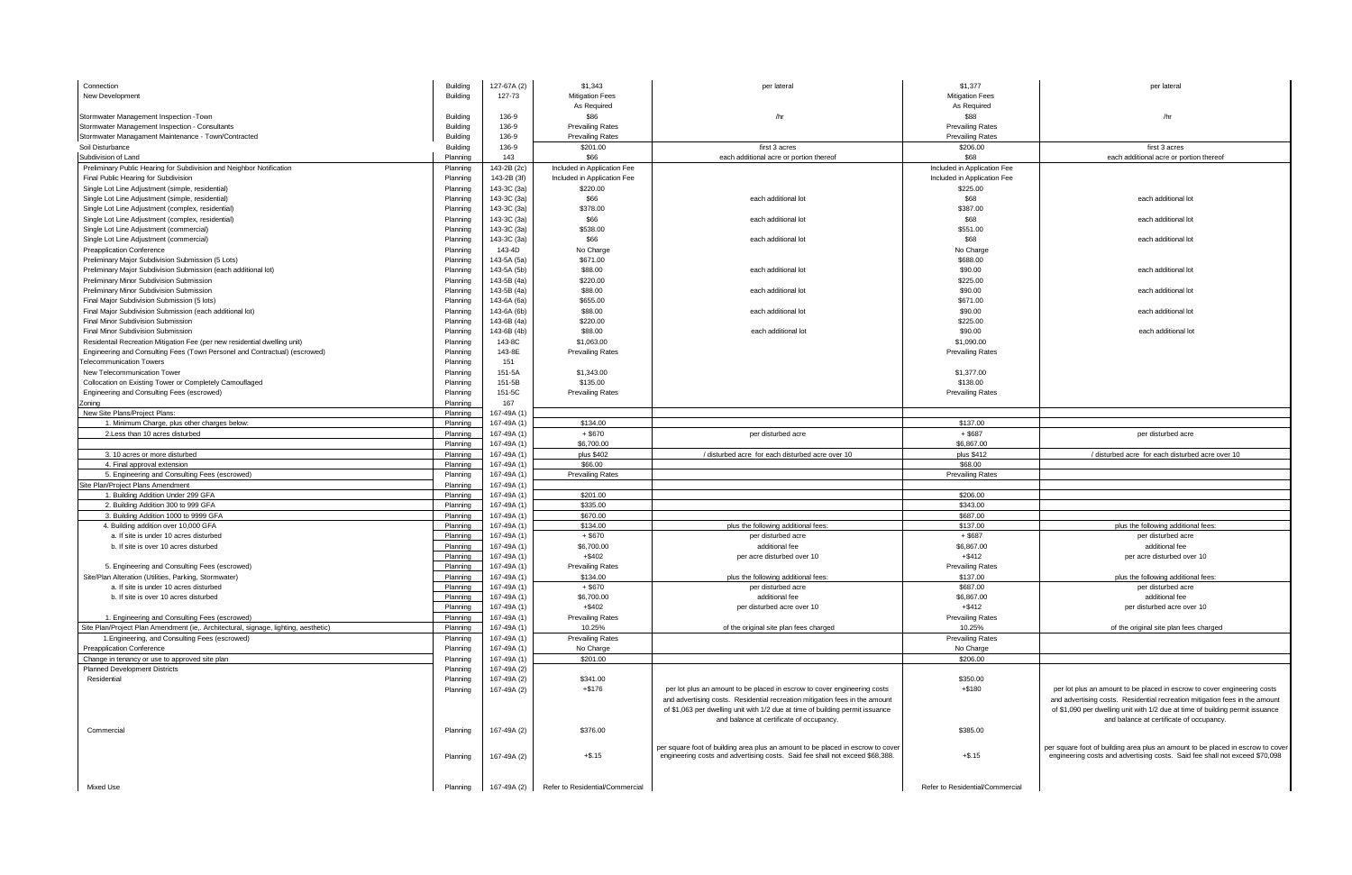| | | | | | | |
|---|---|---|---|---|---|---|
| Connection | Building | 127-67A (2) | $1,343 | per lateral | $1,377 | per lateral |
| New Development | Building | 127-73 | Mitigation Fees As Required | | Mitigation Fees As Required | |
| Stormwater Management Inspection -Town | Building | 136-9 | $86 | /hr | $88 | /hr |
| Stormwater Management Inspection - Consultants | Building | 136-9 | Prevailing Rates | | Prevailing Rates | |
| Stormwater Managament Maintenance - Town/Contracted | Building | 136-9 | Prevailing Rates | | Prevailing Rates | |
| Soil Disturbance | Building | 136-9 | $201.00 | first 3 acres | $206.00 | first 3 acres |
| Subdivision of Land | Planning | 143 | $66 | each additional acre or portion thereof | $68 | each additional acre or portion thereof |
| Preliminary Public Hearing for Subdivision and Neighbor Notification | Planning | 143-2B (2c) | Included in Application Fee | | Included in Application Fee | |
| Final Public Hearing for Subdivision | Planning | 143-2B (3f) | Included in Application Fee | | Included in Application Fee | |
| Single Lot Line Adjustment (simple, residential) | Planning | 143-3C (3a) | $220.00 | | $225.00 | |
| Single Lot Line Adjustment (simple, residential) | Planning | 143-3C (3a) | $66 | each additional lot | $68 | each additional lot |
| Single Lot Line Adjustment (complex, residential) | Planning | 143-3C (3a) | $378.00 | | $387.00 | |
| Single Lot Line Adjustment (complex, residential) | Planning | 143-3C (3a) | $66 | each additional lot | $68 | each additional lot |
| Single Lot Line Adjustment (commercial) | Planning | 143-3C (3a) | $538.00 | | $551.00 | |
| Single Lot Line Adjustment (commercial) | Planning | 143-3C (3a) | $66 | each additional lot | $68 | each additional lot |
| Preapplication Conference | Planning | 143-4D | No Charge | | No Charge | |
| Preliminary Major Subdivision Submission (5 Lots) | Planning | 143-5A (5a) | $671.00 | | $688.00 | |
| Preliminary Major Subdivision Submission (each additional lot) | Planning | 143-5A (5b) | $88.00 | each additional lot | $90.00 | each additional lot |
| Preliminary Minor Subdivision Submission | Planning | 143-5B (4a) | $220.00 | | $225.00 | |
| Preliminary Minor Subdivision Submission | Planning | 143-5B (4a) | $88.00 | each additional lot | $90.00 | each additional lot |
| Final Major Subdivision Submission (5 lots) | Planning | 143-6A (6a) | $655.00 | | $671.00 | |
| Final Major Subdivision Submission (each additional lot) | Planning | 143-6A (6b) | $88.00 | each additional lot | $90.00 | each additional lot |
| Final Minor Subdivision Submission | Planning | 143-6B (4a) | $220.00 | | $225.00 | |
| Final Minor Subdivision Submission | Planning | 143-6B (4b) | $88.00 | each additional lot | $90.00 | each additional lot |
| Residential Recreation Mitigation Fee (per new residential dwelling unit) | Planning | 143-8C | $1,063.00 | | $1,090.00 | |
| Engineering and Consulting Fees (Town Personel and Contractual) (escrowed) | Planning | 143-8E | Prevailing Rates | | Prevailing Rates | |
| Telecommunication Towers | Planning | 151 | | | | |
| New Telecommunication Tower | Planning | 151-5A | $1,343.00 | | $1,377.00 | |
| Collocation on Existing Tower or Completely Camouflaged | Planning | 151-5B | $135.00 | | $138.00 | |
| Engineering and Consulting Fees (escrowed) | Planning | 151-5C | Prevailing Rates | | Prevailing Rates | |
| Zoning | Planning | 167 | | | | |
| New Site Plans/Project Plans: | Planning | 167-49A (1) | | | | |
| 1. Minimum Charge, plus other charges below: | Planning | 167-49A (1) | $134.00 | | $137.00 | |
| 2.Less than 10 acres disturbed | Planning | 167-49A (1) | + $670 | per disturbed acre | + $687 | per disturbed acre |
| | Planning | 167-49A (1) | $6,700.00 | | $6,867.00 | |
| 3. 10 acres or more disturbed | Planning | 167-49A (1) | plus $402 | / disturbed acre for each disturbed acre over 10 | plus $412 | / disturbed acre for each disturbed acre over 10 |
| 4. Final approval extension | Planning | 167-49A (1) | $66.00 | | $68.00 | |
| 5. Engineering and Consulting Fees (escrowed) | Planning | 167-49A (1) | Prevailing Rates | | Prevailing Rates | |
| Site Plan/Project Plans Amendment | Planning | 167-49A (1) | | | | |
| 1. Building Addition Under 299 GFA | Planning | 167-49A (1) | $201.00 | | $206.00 | |
| 2. Building Addition 300 to 999 GFA | Planning | 167-49A (1) | $335.00 | | $343.00 | |
| 3. Building Addition 1000 to 9999 GFA | Planning | 167-49A (1) | $670.00 | | $687.00 | |
| 4. Building addition over 10,000 GFA | Planning | 167-49A (1) | $134.00 | plus the following additional fees: | $137.00 | plus the following additional fees: |
| a. If site is under 10 acres disturbed | Planning | 167-49A (1) | + $670 | per disturbed acre | + $687 | per disturbed acre |
| b. If site is over 10 acres disturbed | Planning | 167-49A (1) | $6,700.00 | additional fee | $6,867.00 | additional fee |
| | Planning | 167-49A (1) | +$402 | per acre disturbed over 10 | +$412 | per acre disturbed over 10 |
| 5. Engineering and Consulting Fees (escrowed) | Planning | 167-49A (1) | Prevailing Rates | | Prevailing Rates | |
| Site/Plan Alteration (Utilities, Parking, Stormwater) | Planning | 167-49A (1) | $134.00 | plus the following additional fees: | $137.00 | plus the following additional fees: |
| a. If site is under 10 acres disturbed | Planning | 167-49A (1) | + $670 | per disturbed acre | $687.00 | per disturbed acre |
| b. If site is over 10 acres disturbed | Planning | 167-49A (1) | $6,700.00 | additional fee | $6,867.00 | additional fee |
| | Planning | 167-49A (1) | +$402 | per disturbed acre over 10 | +$412 | per disturbed acre over 10 |
| 1. Engineering and Consulting Fees (escrowed) | Planning | 167-49A (1) | Prevailing Rates | | Prevailing Rates | |
| Site Plan/Project Plan Amendment (ie,. Architectural, signage, lighting, aesthetic) | Planning | 167-49A (1) | 10.25% | of the original site plan fees charged | 10.25% | of the original site plan fees charged |
| 1.Engineering, and Consulting Fees (escrowed) | Planning | 167-49A (1) | Prevailing Rates | | Prevailing Rates | |
| Preapplication Conference | Planning | 167-49A (1) | No Charge | | No Charge | |
| Change in tenancy or use to approved site plan | Planning | 167-49A (1) | $201.00 | | $206.00 | |
| Planned Development Districts | Planning | 167-49A (2) | | | | |
| Residential | Planning | 167-49A (2) | $341.00 | | $350.00 | |
| | Planning | 167-49A (2) | +$176 | per lot plus an amount to be placed in escrow to cover engineering costs and advertising costs. Residential recreation mitigation fees in the amount of $1,063 per dwelling unit with 1/2 due at time of building permit issuance and balance at certificate of occupancy. | +$180 | per lot plus an amount to be placed in escrow to cover engineering costs and advertising costs. Residential recreation mitigation fees in the amount of $1,090 per dwelling unit with 1/2 due at time of building permit issuance and balance at certificate of occupancy. |
| Commercial | Planning | 167-49A (2) | $376.00 | | $385.00 | |
| | Planning | 167-49A (2) | +$.15 | per square foot of building area plus an amount to be placed in escrow to cover engineering costs and advertising costs. Said fee shall not exceed $68,388. | +$.15 | per square foot of building area plus an amount to be placed in escrow to cover engineering costs and advertising costs. Said fee shall not exceed $70,098 |
| Mixed Use | Planning | 167-49A (2) | Refer to Residential/Commercial | | Refer to Residential/Commercial | |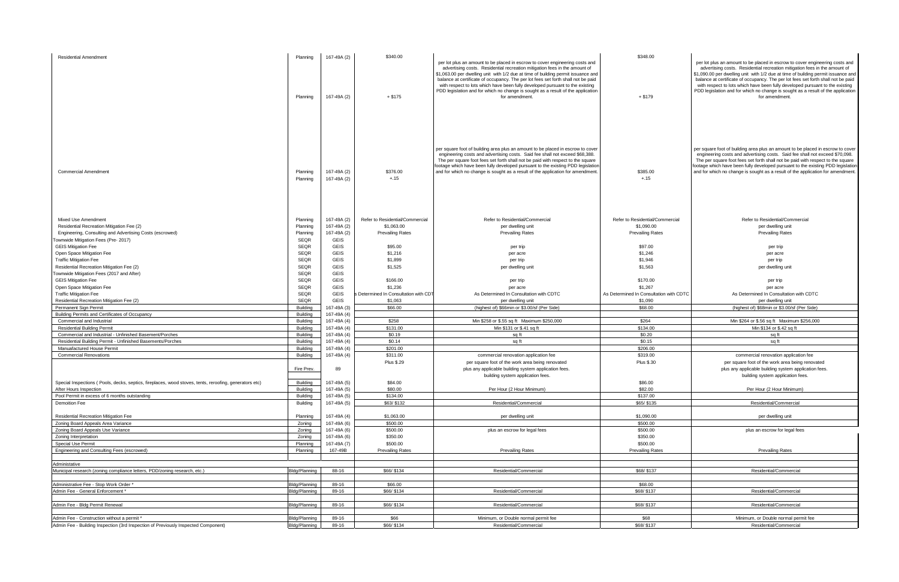| | | | | | | |
|---|---|---|---|---|---|---|
| Residential Amendment | Planning | 167-49A (2) | $340.00 | per lot plus an amount to be placed in escrow to cover engineering costs and advertising costs. Residential recreation mitigation fees in the amount of $1,063.00 per dwelling unit with 1/2 due at time of building permit issuance and balance at certificate of occupancy. The per lot fees set forth shall not be paid with respect to lots which have been fully developed pursuant to the existing PDD legislation and for which no change is sought as a result of the application for amendment. | $348.00 | per lot plus an amount to be placed in escrow to cover engineering costs and advertising costs. Residential recreation mitigation fees in the amount of $1,090.00 per dwelling unit with 1/2 due at time of building permit issuance and balance at certificate of occupancy. The per lot fees set forth shall not be paid with respect to lots which have been fully developed pursuant to the existing PDD legislation and for which no change is sought as a result of the application for amendment. |
| | Planning | 167-49A (2) | + $175 | | + $179 | |
| Commercial Amendment | Planning | 167-49A (2) | $376.00 | per square foot of building area plus an amount to be placed in escrow to cover engineering costs and advertising costs. Said fee shall not exceed $68,388. The per square foot fees set forth shall not be paid with respect to the square footage which have been fully developed pursuant to the existing PDD legislation and for which no change is sought as a result of the application for amendment. | $385.00 | per square foot of building area plus an amount to be placed in escrow to cover engineering costs and advertising costs. Said fee shall not exceed $70,098. The per square foot fees set forth shall not be paid with respect to the square footage which have been fully developed pursuant to the existing PDD legislation and for which no change is sought as a result of the application for amendment. |
| | Planning | 167-49A (2) | +.15 | | +.15 | |
| Mixed Use Amendment | Planning | 167-49A (2) | Refer to Residential/Commercial | Refer to Residential/Commercial | Refer to Residential/Commercial | Refer to Residential/Commercial |
| Residential Recreation Mitigation Fee (2) | Planning | 167-49A (2) | $1,063.00 | per dwelling unit | $1,090.00 | per dwelling unit |
| Engineering, Consulting and Advertising Costs (escrowed) | Planning | 167-49A (2) | Prevailing Rates | Prevailing Rates | Prevailing Rates | Prevailing Rates |
| Townwide Mitigation Fees (Pre- 2017) | SEQR | GEIS | | | | |
| GEIS Mitigation Fee | SEQR | GEIS | $95.00 | per trip | $97.00 | per trip |
| Open Space Mitigation Fee | SEQR | GEIS | $1,216 | per acre | $1,246 | per acre |
| Traffic Mitigation Fee | SEQR | GEIS | $1,899 | per trip | $1,946 | per trip |
| Residential Recreation Mitigation Fee (2) | SEQR | GEIS | $1,525 | per dwelling unit | $1,563 | per dwelling unit |
| Townwide Mitigation Fees (2017 and After) | SEQR | GEIS | | | | |
| GEIS Mitigation Fee | SEQR | GEIS | $166.00 | per trip | $170.00 | per trip |
| Open Space Mitigation Fee | SEQR | GEIS | $1,236 | per acre | $1,267 | per acre |
| Traffic Mitigation Fee | SEQR | GEIS | s Determined In Consultation with CDT | As Determined In Consultation with CDTC | As Determined In Consultation with CDTC | As Determined In Consultation with CDTC |
| Residential Recreation Mitigation Fee (2) | SEQR | GEIS | $1,063 | per dwelling unit | $1,090 | per dwelling unit |
| Permanent Sign Permit | Building | 167-49A (3) | $66.00 | (highest of) $66min or $3.00/sf (Per Side) | $68.00 | (highest of) $68min or $3.00/sf (Per Side) |
| Building Permits and Certificates of Occupancy | Building | 167-49A (4) | | | | |
| Commercial and Industrial | Building | 167-49A (4) | $258 | Min $258 or $.55 sq ft Maximum $250,000 | $264 | Min $264 or $.56 sq ft Maximum $256,000 |
| Residential Building Permit | Building | 167-49A (4) | $131.00 | Min $131 or $.41 sq ft | $134.00 | Min $134 or $.42 sq ft |
| Commercial and Industrial - Unfinished Basement/Porches | Building | 167-49A (4) | $0.19 | sq ft | $0.20 | sq ft |
| Residential Building Permit - Unfinished Basements/Porches | Building | 167-49A (4) | $0.14 | sq ft | $0.15 | sq ft |
| Manuafactured House Permit | Building | 167-49A (4) | $201.00 | | $206.00 | |
| Commercial Renovations | Building | 167-49A (4) | $311.00 | commercial renovation application fee | $319.00 | commercial renovation application fee |
| | | | Plus $.29 | per square foot of the work area being renovated | Plus $.30 | per square foot of the work area being renovated |
| | Fire Prev. | 89 | | plus any applicable building system application fees. | | plus any applicable building system application fees. |
| | | | | building system application fees. | | building system application fees. |
| Special Inspections ( Pools, decks, septics, fireplaces, wood stoves, tents, reroofing, generators etc) | Building | 167-49A (5) | $84.00 | | $86.00 | |
| After Hours Inspection | Building | 167-49A (5) | $80.00 | Per Hour (2 Hour Minimum) | $82.00 | Per Hour (2 Hour Minimum) |
| Pool Permit in excess of 6 months outstanding | Building | 167-49A (5) | $134.00 | | $137.00 | |
| Demoition Fee | Building | 167-49A (5) | $63/ $132 | Residential/Commercial | $65/ $135 | Residential/Commercial |
| Residential Recreation Mitigation Fee | Planning | 167-49A (4) | $1,063.00 | per dwelling unit | $1,090.00 | per dwelling unit |
| Zoning Board Appeals Area Variance | Zoning | 167-49A (6) | $500.00 | | $500.00 | |
| Zoning Board Appeals Use Variance | Zoning | 167-49A (6) | $500.00 | plus an escrow for legal fees | $500.00 | plus an escrow for legal fees |
| Zoning Interpretation | Zoning | 167-49A (6) | $350.00 | | $350.00 | |
| Special Use Permit | Planning | 167-49A (7) | $500.00 | | $500.00 | |
| Engineering and Consulting Fees (escrowed) | Planning | 167-49B | Prevailing Rates | Prevailing Rates | Prevailing Rates | Prevailing Rates |
| Administative | | | | | | |
| Municipal research (zoning compliance letters, PDD/zoning research, etc.) | Bldg/Planning | 88-16 | $66/ $134 | Residential/Commercial | $68/ $137 | Residential/Commercial |
| Administrative Fee - Stop Work Order * | Bldg/Planning | 89-16 | $66.00 | | $68.00 | |
| Admin Fee - General Enforcement * | Bldg/Planning | 89-16 | $66/ $134 | Residential/Commercial | $68/ $137 | Residential/Commercial |
| Admin Fee - Bldg Permit Renewal | Bldg/Planning | 89-16 | $66/ $134 | Residential/Commercial | $68/ $137 | Residential/Commercial |
| Admin Fee - Construction without a permit * | Bldg/Planning | 89-16 | $66 | Minimum, or Double normal permit fee | $68 | Minimum, or Double normal permit fee |
| Admin Fee - Building Inspection (3rd Inspection of Previously Inspected Component) | Bldg/Planning | 89-16 | $66/ $134 | Residential/Commercial | $68/ $137 | Residential/Commercial |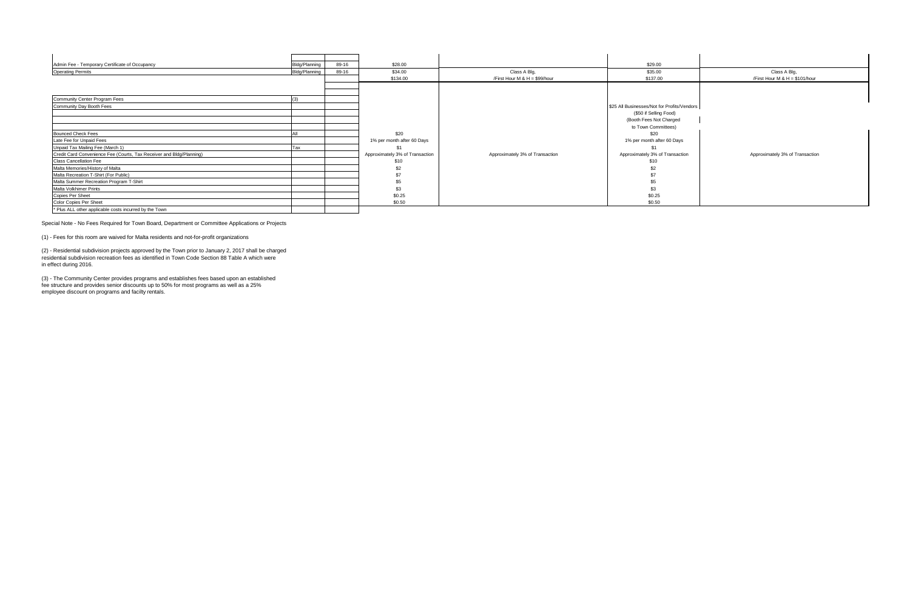| | | | | | | |
|---|---|---|---|---|---|---|
| | | | | | | |
| Admin Fee - Temporary Certificate of Occupancy | Bldg/Planning | 89-16 | $28.00 | | $29.00 | |
| Operating Permits | Bldg/Planning | 89-16 | $34.00 | Class A Blg, | $35.00 | Class A Blg, |
| | | | $134.00 | /First Hour M & H = $99/hour | $137.00 | /First Hour M & H = $101/hour |
| | | | | | | |
| | | | | | | |
| Community Center Program Fees | (3) | | | | | |
| Community Day Booth Fees | | | | | $25 All Businesses/Not for Profits/Vendors | |
| | | | | | ($50 if Selling Food) | |
| | | | | | (Booth Fees Not Charged | |
| | | | | | to Town Committees) | |
| Bounced Check Fees | All | | $20 | | $20 | |
| Late Fee for Unpaid Fees | | | 1% per month after 60 Days | | 1% per month after 60 Days | |
| Unpaid Tax Mailing Fee (March 1) | Tax | | $1 | | $1 | |
| Credit Card Convenience Fee (Courts, Tax Receiver and Bldg/Planning) | | | Approximately 3% of Transaction | Approximately 3% of Transaction | Approximately 3% of Transaction | Approximately 3% of Transaction |
| Class Cancellation Fee | | | $10 | | $10 | |
| Malta Memories/History of Malta | | | $2 | | $2 | |
| Malta Recreation T-Shirt (For Public) | | | $7 | | $7 | |
| Malta Summer Recreation Program T-Shirt | | | $5 | | $5 | |
| Malta Volkhimer Prints | | | $3 | | $3 | |
| Copies Per Sheet | | | $0.25 | | $0.25 | |
| Color Copies Per Sheet | | | $0.50 | | $0.50 | |
| * Plus ALL other applicable costs incurred by the Town | | | | | | |

Special Note - No Fees Required for Town Board, Department or Committee Applications or Projects

(1) - Fees for this room are waived for Malta residents and not-for-profit organizations

(2) - Residential subdivision projects approved by the Town prior to January 2, 2017 shall be charged residential subdivision recreation fees as identified in Town Code Section 88 Table A which were in effect during 2016.

(3) - The Community Center provides programs and establishes fees based upon an established fee structure and provides senior discounts up to 50% for most programs as well as a 25% employee discount on programs and facilty rentals.